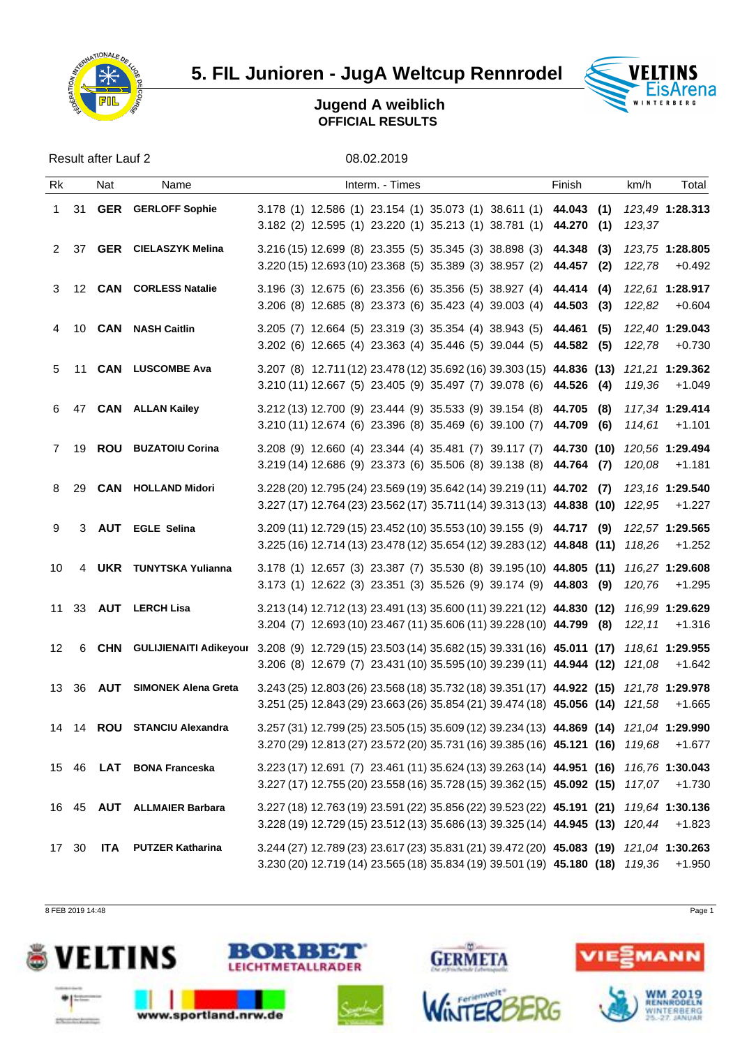# 5. FIL Junioren - JugA Weltcup Rennrodel

## Jugend A weiblich
### OFFICIAL RESULTS

Result after Lauf 2

08.02.2019

| Rk | | Nat | Name | Interm. - Times | Finish | km/h | Total |
|---|---|---|---|---|---|---|---|
| 1 | 31 | **GER** | **GERLOFF Sophie** | 3.178 (1) 12.586 (1) 23.154 (1) 35.073 (1) 38.611 (1) | **44.043 (1)** | *123,49* | **1:28.313** |
| | | | | 3.182 (2) 12.595 (1) 23.220 (1) 35.213 (1) 38.781 (1) | **44.270 (1)** | *123,37* | |
| 2 | 37 | **GER** | **CIELASZYK Melina** | 3.216 (15) 12.699 (8) 23.355 (5) 35.345 (3) 38.898 (3) | **44.348 (3)** | *123,75* | **1:28.805** |
| | | | | 3.220 (15) 12.693 (10) 23.368 (5) 35.389 (3) 38.957 (2) | **44.457 (2)** | *122,78* | +0.492 |
| 3 | 12 | **CAN** | **CORLESS Natalie** | 3.196 (3) 12.675 (6) 23.356 (6) 35.356 (5) 38.927 (4) | **44.414 (4)** | *122,61* | **1:28.917** |
| | | | | 3.206 (8) 12.685 (8) 23.373 (6) 35.423 (4) 39.003 (4) | **44.503 (3)** | *122,82* | +0.604 |
| 4 | 10 | **CAN** | **NASH Caitlin** | 3.205 (7) 12.664 (5) 23.319 (3) 35.354 (4) 38.943 (5) | **44.461 (5)** | *122,40* | **1:29.043** |
| | | | | 3.202 (6) 12.665 (4) 23.363 (4) 35.446 (5) 39.044 (5) | **44.582 (5)** | *122,78* | +0.730 |
| 5 | 11 | **CAN** | **LUSCOMBE Ava** | 3.207 (8) 12.711 (12) 23.478 (12) 35.692 (16) 39.303 (15) | **44.836 (13)** | *121,21* | **1:29.362** |
| | | | | 3.210 (11) 12.667 (5) 23.405 (9) 35.497 (7) 39.078 (6) | **44.526 (4)** | *119,36* | +1.049 |
| 6 | 47 | **CAN** | **ALLAN Kailey** | 3.212 (13) 12.700 (9) 23.444 (9) 35.533 (9) 39.154 (8) | **44.705 (8)** | *117,34* | **1:29.414** |
| | | | | 3.210 (11) 12.674 (6) 23.396 (8) 35.469 (6) 39.100 (7) | **44.709 (6)** | *114,61* | +1.101 |
| 7 | 19 | **ROU** | **BUZATOIU Corina** | 3.208 (9) 12.660 (4) 23.344 (4) 35.481 (7) 39.117 (7) | **44.730 (10)** | *120,56* | **1:29.494** |
| | | | | 3.219 (14) 12.686 (9) 23.373 (6) 35.506 (8) 39.138 (8) | **44.764 (7)** | *120,08* | +1.181 |
| 8 | 29 | **CAN** | **HOLLAND Midori** | 3.228 (20) 12.795 (24) 23.569 (19) 35.642 (14) 39.219 (11) | **44.702 (7)** | *123,16* | **1:29.540** |
| | | | | 3.227 (17) 12.764 (23) 23.562 (17) 35.711 (14) 39.313 (13) | **44.838 (10)** | *122,95* | +1.227 |
| 9 | 3 | **AUT** | **EGLE Selina** | 3.209 (11) 12.729 (15) 23.452 (10) 35.553 (10) 39.155 (9) | **44.717 (9)** | *122,57* | **1:29.565** |
| | | | | 3.225 (16) 12.714 (13) 23.478 (12) 35.654 (12) 39.283 (12) | **44.848 (11)** | *118,26* | +1.252 |
| 10 | 4 | **UKR** | **TUNYTSKA Yulianna** | 3.178 (1) 12.657 (3) 23.387 (7) 35.530 (8) 39.195 (10) | **44.805 (11)** | *116,27* | **1:29.608** |
| | | | | 3.173 (1) 12.622 (3) 23.351 (3) 35.526 (9) 39.174 (9) | **44.803 (9)** | *120,76* | +1.295 |
| 11 | 33 | **AUT** | **LERCH Lisa** | 3.213 (14) 12.712 (13) 23.491 (13) 35.600 (11) 39.221 (12) | **44.830 (12)** | *116,99* | **1:29.629** |
| | | | | 3.204 (7) 12.693 (10) 23.467 (11) 35.606 (11) 39.228 (10) | **44.799 (8)** | *122,11* | +1.316 |
| 12 | 6 | **CHN** | **GULIJIENAITI Adikeyour** | 3.208 (9) 12.729 (15) 23.503 (14) 35.682 (15) 39.331 (16) | **45.011 (17)** | *118,61* | **1:29.955** |
| | | | | 3.206 (8) 12.679 (7) 23.431 (10) 35.595 (10) 39.239 (11) | **44.944 (12)** | *121,08* | +1.642 |
| 13 | 36 | **AUT** | **SIMONEK Alena Greta** | 3.243 (25) 12.803 (26) 23.568 (18) 35.732 (18) 39.351 (17) | **44.922 (15)** | *121,78* | **1:29.978** |
| | | | | 3.251 (25) 12.843 (29) 23.663 (26) 35.854 (21) 39.474 (18) | **45.056 (14)** | *121,58* | +1.665 |
| 14 | 14 | **ROU** | **STANCIU Alexandra** | 3.257 (31) 12.799 (25) 23.505 (15) 35.609 (12) 39.234 (13) | **44.869 (14)** | *121,04* | **1:29.990** |
| | | | | 3.270 (29) 12.813 (27) 23.572 (20) 35.731 (16) 39.385 (16) | **45.121 (16)** | *119,68* | +1.677 |
| 15 | 46 | **LAT** | **BONA Franceska** | 3.223 (17) 12.691 (7) 23.461 (11) 35.624 (13) 39.263 (14) | **44.951 (16)** | *116,76* | **1:30.043** |
| | | | | 3.227 (17) 12.755 (20) 23.558 (16) 35.728 (15) 39.362 (15) | **45.092 (15)** | *117,07* | +1.730 |
| 16 | 45 | **AUT** | **ALLMAIER Barbara** | 3.227 (18) 12.763 (19) 23.591 (22) 35.856 (22) 39.523 (22) | **45.191 (21)** | *119,64* | **1:30.136** |
| | | | | 3.228 (19) 12.729 (15) 23.512 (13) 35.686 (13) 39.325 (14) | **44.945 (13)** | *120,44* | +1.823 |
| 17 | 30 | **ITA** | **PUTZER Katharina** | 3.244 (27) 12.789 (23) 23.617 (23) 35.831 (21) 39.472 (20) | **45.083 (19)** | *121,04* | **1:30.263** |
| | | | | 3.230 (20) 12.719 (14) 23.565 (18) 35.834 (19) 39.501 (19) | **45.180 (18)** | *119,36* | +1.950 |

8 FEB 2019 14:48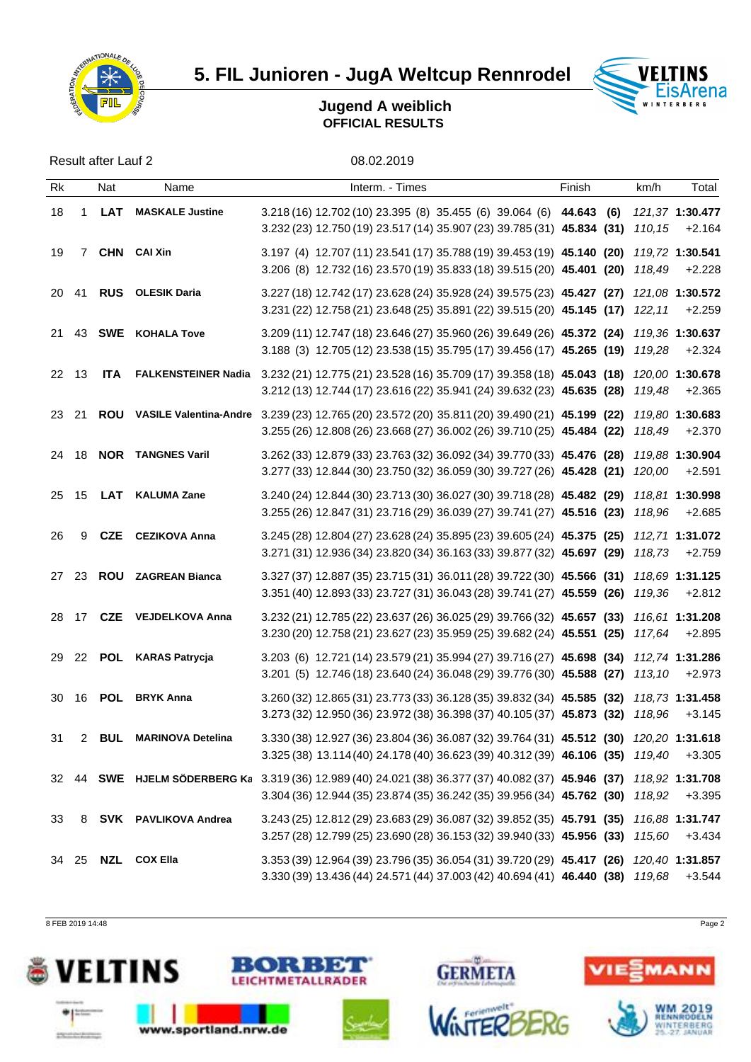# 5. FIL Junioren - JugA Weltcup Rennrodel

## Jugend A weiblich
**OFFICIAL RESULTS**

Result after Lauf 2 — 08.02.2019

| Rk | | Nat | Name | Interm. - Times | | | | | Finish | | km/h | Total |
|---|---|---|---|---|---|---|---|---|---|---|---|---|
| 18 | 1 | **LAT** | **MASKALE Justine** | 3.218 (16) | 12.702 (10) | 23.395 (8) | 35.455 (6) | 39.064 (6) | **44.643** | **(6)** | *121,37* | **1:30.477** |
| | | | | 3.232 (23) | 12.750 (19) | 23.517 (14) | 35.907 (23) | 39.785 (31) | **45.834** | **(31)** | *110,15* | +2.164 |
| 19 | 7 | **CHN** | **CAI Xin** | 3.197 (4) | 12.707 (11) | 23.541 (17) | 35.788 (19) | 39.453 (19) | **45.140** | **(20)** | *119,72* | **1:30.541** |
| | | | | 3.206 (8) | 12.732 (16) | 23.570 (19) | 35.833 (18) | 39.515 (20) | **45.401** | **(20)** | *118,49* | +2.228 |
| 20 | 41 | **RUS** | **OLESIK Daria** | 3.227 (18) | 12.742 (17) | 23.628 (24) | 35.928 (24) | 39.575 (23) | **45.427** | **(27)** | *121,08* | **1:30.572** |
| | | | | 3.231 (22) | 12.758 (21) | 23.648 (25) | 35.891 (22) | 39.515 (20) | **45.145** | **(17)** | *122,11* | +2.259 |
| 21 | 43 | **SWE** | **KOHALA Tove** | 3.209 (11) | 12.747 (18) | 23.646 (27) | 35.960 (26) | 39.649 (26) | **45.372** | **(24)** | *119,36* | **1:30.637** |
| | | | | 3.188 (3) | 12.705 (12) | 23.538 (15) | 35.795 (17) | 39.456 (17) | **45.265** | **(19)** | *119,28* | +2.324 |
| 22 | 13 | **ITA** | **FALKENSTEINER Nadia** | 3.232 (21) | 12.775 (21) | 23.528 (16) | 35.709 (17) | 39.358 (18) | **45.043** | **(18)** | *120,00* | **1:30.678** |
| | | | | 3.212 (13) | 12.744 (17) | 23.616 (22) | 35.941 (24) | 39.632 (23) | **45.635** | **(28)** | *119,48* | +2.365 |
| 23 | 21 | **ROU** | **VASILE Valentina-Andre** | 3.239 (23) | 12.765 (20) | 23.572 (20) | 35.811 (20) | 39.490 (21) | **45.199** | **(22)** | *119,80* | **1:30.683** |
| | | | | 3.255 (26) | 12.808 (26) | 23.668 (27) | 36.002 (26) | 39.710 (25) | **45.484** | **(22)** | *118,49* | +2.370 |
| 24 | 18 | **NOR** | **TANGNES Varil** | 3.262 (33) | 12.879 (33) | 23.763 (32) | 36.092 (34) | 39.770 (33) | **45.476** | **(28)** | *119,88* | **1:30.904** |
| | | | | 3.277 (33) | 12.844 (30) | 23.750 (32) | 36.059 (30) | 39.727 (26) | **45.428** | **(21)** | *120,00* | +2.591 |
| 25 | 15 | **LAT** | **KALUMA Zane** | 3.240 (24) | 12.844 (30) | 23.713 (30) | 36.027 (30) | 39.718 (28) | **45.482** | **(29)** | *118,81* | **1:30.998** |
| | | | | 3.255 (26) | 12.847 (31) | 23.716 (29) | 36.039 (27) | 39.741 (27) | **45.516** | **(23)** | *118,96* | +2.685 |
| 26 | 9 | **CZE** | **CEZIKOVA Anna** | 3.245 (28) | 12.804 (27) | 23.628 (24) | 35.895 (23) | 39.605 (24) | **45.375** | **(25)** | *112,71* | **1:31.072** |
| | | | | 3.271 (31) | 12.936 (34) | 23.820 (34) | 36.163 (33) | 39.877 (32) | **45.697** | **(29)** | *118,73* | +2.759 |
| 27 | 23 | **ROU** | **ZAGREAN Bianca** | 3.327 (37) | 12.887 (35) | 23.715 (31) | 36.011 (28) | 39.722 (30) | **45.566** | **(31)** | *118,69* | **1:31.125** |
| | | | | 3.351 (40) | 12.893 (33) | 23.727 (31) | 36.043 (28) | 39.741 (27) | **45.559** | **(26)** | *119,36* | +2.812 |
| 28 | 17 | **CZE** | **VEJDELKOVA Anna** | 3.232 (21) | 12.785 (22) | 23.637 (26) | 36.025 (29) | 39.766 (32) | **45.657** | **(33)** | *116,61* | **1:31.208** |
| | | | | 3.230 (20) | 12.758 (21) | 23.627 (23) | 35.959 (25) | 39.682 (24) | **45.551** | **(25)** | *117,64* | +2.895 |
| 29 | 22 | **POL** | **KARAS Patrycja** | 3.203 (6) | 12.721 (14) | 23.579 (21) | 35.994 (27) | 39.716 (27) | **45.698** | **(34)** | *112,74* | **1:31.286** |
| | | | | 3.201 (5) | 12.746 (18) | 23.640 (24) | 36.048 (29) | 39.776 (30) | **45.588** | **(27)** | *113,10* | +2.973 |
| 30 | 16 | **POL** | **BRYK Anna** | 3.260 (32) | 12.865 (31) | 23.773 (33) | 36.128 (35) | 39.832 (34) | **45.585** | **(32)** | *118,73* | **1:31.458** |
| | | | | 3.273 (32) | 12.950 (36) | 23.972 (38) | 36.398 (37) | 40.105 (37) | **45.873** | **(32)** | *118,96* | +3.145 |
| 31 | 2 | **BUL** | **MARINOVA Detelina** | 3.330 (38) | 12.927 (36) | 23.804 (36) | 36.087 (32) | 39.764 (31) | **45.512** | **(30)** | *120,20* | **1:31.618** |
| | | | | 3.325 (38) | 13.114 (40) | 24.178 (40) | 36.623 (39) | 40.312 (39) | **46.106** | **(35)** | *119,40* | +3.305 |
| 32 | 44 | **SWE** | **HJELM SÖDERBERG Ka** | 3.319 (36) | 12.989 (40) | 24.021 (38) | 36.377 (37) | 40.082 (37) | **45.946** | **(37)** | *118,92* | **1:31.708** |
| | | | | 3.304 (36) | 12.944 (35) | 23.874 (35) | 36.242 (35) | 39.956 (34) | **45.762** | **(30)** | *118,92* | +3.395 |
| 33 | 8 | **SVK** | **PAVLIKOVA Andrea** | 3.243 (25) | 12.812 (29) | 23.683 (29) | 36.087 (32) | 39.852 (35) | **45.791** | **(35)** | *116,88* | **1:31.747** |
| | | | | 3.257 (28) | 12.799 (25) | 23.690 (28) | 36.153 (32) | 39.940 (33) | **45.956** | **(33)** | *115,60* | +3.434 |
| 34 | 25 | **NZL** | **COX Ella** | 3.353 (39) | 12.964 (39) | 23.796 (35) | 36.054 (31) | 39.720 (29) | **45.417** | **(26)** | *120,40* | **1:31.857** |
| | | | | 3.330 (39) | 13.436 (44) | 24.571 (44) | 37.003 (42) | 40.694 (41) | **46.440** | **(38)** | *119,68* | +3.544 |

8 FEB 2019 14:48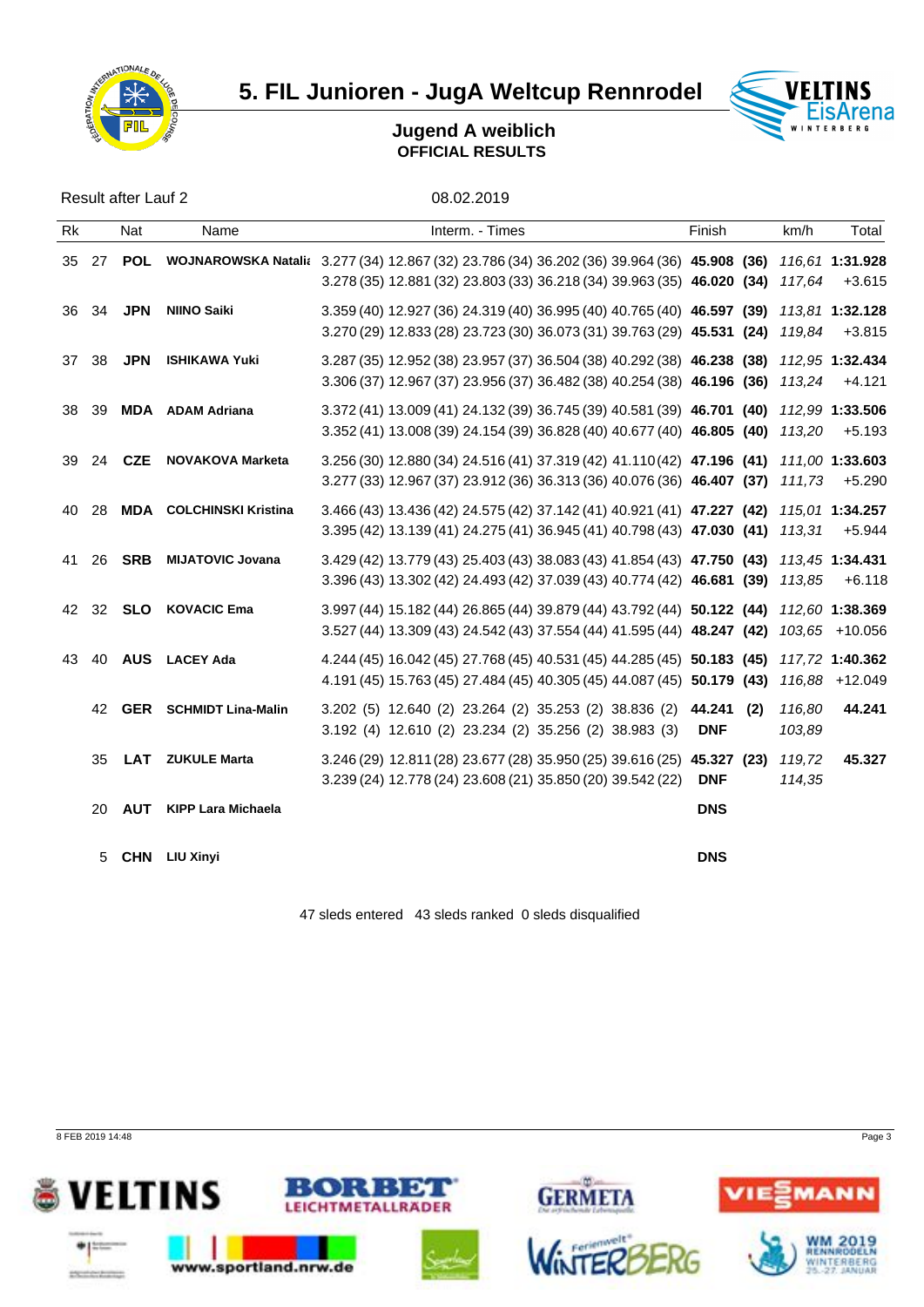# 5. FIL Junioren - JugA Weltcup Rennrodel

## Jugend A weiblich
### OFFICIAL RESULTS

Result after Lauf 2 08.02.2019

| Rk | | Nat | Name | Interm. - Times | Finish | | km/h | Total |
|---|---|---|---|---|---|---|---|---|
| 35 | 27 | **POL** | **WOJNAROWSKA Natalia** | 3.277 (34) 12.867 (32) 23.786 (34) 36.202 (36) 39.964 (36) | **45.908** | **(36)** | *116,61* | **1:31.928** |
| | | | | 3.278 (35) 12.881 (32) 23.803 (33) 36.218 (34) 39.963 (35) | **46.020** | **(34)** | *117,64* | +3.615 |
| 36 | 34 | **JPN** | **NIINO Saiki** | 3.359 (40) 12.927 (36) 24.319 (40) 36.995 (40) 40.765 (40) | **46.597** | **(39)** | *113,81* | **1:32.128** |
| | | | | 3.270 (29) 12.833 (28) 23.723 (30) 36.073 (31) 39.763 (29) | **45.531** | **(24)** | *119,84* | +3.815 |
| 37 | 38 | **JPN** | **ISHIKAWA Yuki** | 3.287 (35) 12.952 (38) 23.957 (37) 36.504 (38) 40.292 (38) | **46.238** | **(38)** | *112,95* | **1:32.434** |
| | | | | 3.306 (37) 12.967 (37) 23.956 (37) 36.482 (38) 40.254 (38) | **46.196** | **(36)** | *113,24* | +4.121 |
| 38 | 39 | **MDA** | **ADAM Adriana** | 3.372 (41) 13.009 (41) 24.132 (39) 36.745 (39) 40.581 (39) | **46.701** | **(40)** | *112,99* | **1:33.506** |
| | | | | 3.352 (41) 13.008 (39) 24.154 (39) 36.828 (40) 40.677 (40) | **46.805** | **(40)** | *113,20* | +5.193 |
| 39 | 24 | **CZE** | **NOVAKOVA Marketa** | 3.256 (30) 12.880 (34) 24.516 (41) 37.319 (42) 41.110 (42) | **47.196** | **(41)** | *111,00* | **1:33.603** |
| | | | | 3.277 (33) 12.967 (37) 23.912 (36) 36.313 (36) 40.076 (36) | **46.407** | **(37)** | *111,73* | +5.290 |
| 40 | 28 | **MDA** | **COLCHINSKI Kristina** | 3.466 (43) 13.436 (42) 24.575 (42) 37.142 (41) 40.921 (41) | **47.227** | **(42)** | *115,01* | **1:34.257** |
| | | | | 3.395 (42) 13.139 (41) 24.275 (41) 36.945 (41) 40.798 (43) | **47.030** | **(41)** | *113,31* | +5.944 |
| 41 | 26 | **SRB** | **MIJATOVIC Jovana** | 3.429 (42) 13.779 (43) 25.403 (43) 38.083 (43) 41.854 (43) | **47.750** | **(43)** | *113,45* | **1:34.431** |
| | | | | 3.396 (43) 13.302 (42) 24.493 (42) 37.039 (43) 40.774 (42) | **46.681** | **(39)** | *113,85* | +6.118 |
| 42 | 32 | **SLO** | **KOVACIC Ema** | 3.997 (44) 15.182 (44) 26.865 (44) 39.879 (44) 43.792 (44) | **50.122** | **(44)** | *112,60* | **1:38.369** |
| | | | | 3.527 (44) 13.309 (43) 24.542 (43) 37.554 (44) 41.595 (44) | **48.247** | **(42)** | *103,65* | +10.056 |
| 43 | 40 | **AUS** | **LACEY Ada** | 4.244 (45) 16.042 (45) 27.768 (45) 40.531 (45) 44.285 (45) | **50.183** | **(45)** | *117,72* | **1:40.362** |
| | | | | 4.191 (45) 15.763 (45) 27.484 (45) 40.305 (45) 44.087 (45) | **50.179** | **(43)** | *116,88* | +12.049 |
| | 42 | **GER** | **SCHMIDT Lina-Malin** | 3.202 (5) 12.640 (2) 23.264 (2) 35.253 (2) 38.836 (2) | **44.241** | **(2)** | *116,80* | **44.241** |
| | | | | 3.192 (4) 12.610 (2) 23.234 (2) 35.256 (2) 38.983 (3) | **DNF** | | *103,89* | |
| | 35 | **LAT** | **ZUKULE Marta** | 3.246 (29) 12.811 (28) 23.677 (28) 35.950 (25) 39.616 (25) | **45.327** | **(23)** | *119,72* | **45.327** |
| | | | | 3.239 (24) 12.778 (24) 23.608 (21) 35.850 (20) 39.542 (22) | **DNF** | | *114,35* | |
| | 20 | **AUT** | **KIPP Lara Michaela** | | **DNS** | | | |
| | 5 | **CHN** | **LIU Xinyi** | | **DNS** | | | |

47 sleds entered 43 sleds ranked 0 sleds disqualified

8 FEB 2019 14:48